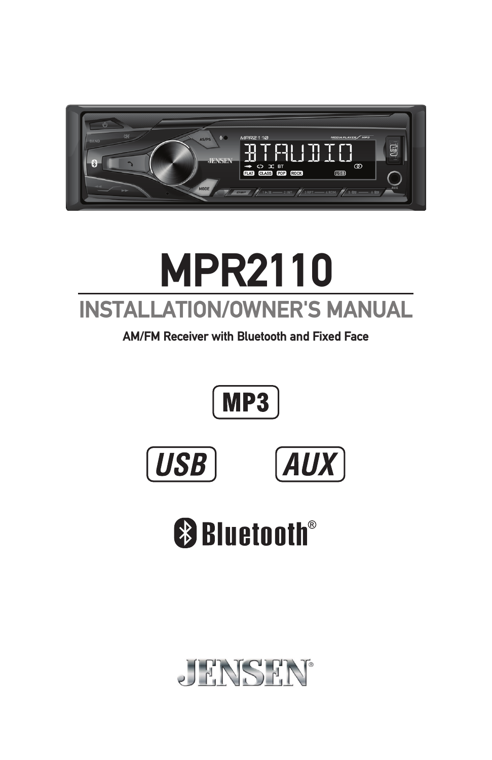# MPR2110

## INSTALLATION/OWNER'S MANUAL

**AM/FM Receiver with Bluetooth and Fixed Face**

MP3

USB

AUX

Bluetooth®

JENSEN®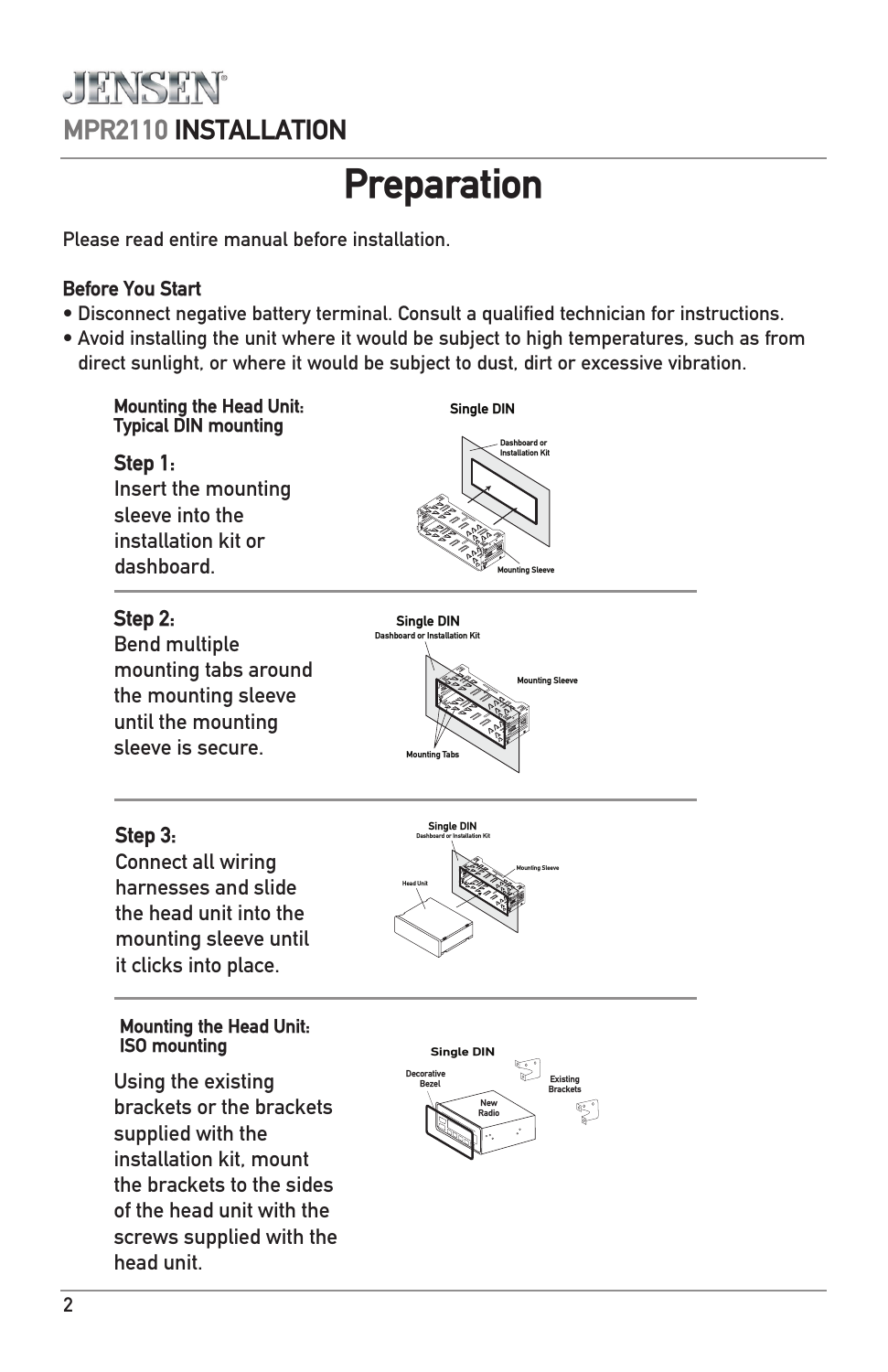# Preparation

Please read entire manual before installation.

**Before You Start**

- Disconnect negative battery terminal. Consult a qualified technician for instructions.
- Avoid installing the unit where it would be subject to high temperatures, such as from direct sunlight, or where it would be subject to dust, dirt or excessive vibration.

### Mounting the Head Unit: Typical DIN mounting

**Step 1:**
Insert the mounting sleeve into the installation kit or dashboard.

**Step 2:**
Bend multiple mounting tabs around the mounting sleeve until the mounting sleeve is secure.

**Step 3:**
Connect all wiring harnesses and slide the head unit into the mounting sleeve until it clicks into place.

### Mounting the Head Unit: ISO mounting

Using the existing brackets or the brackets supplied with the installation kit, mount the brackets to the sides of the head unit with the screws supplied with the head unit.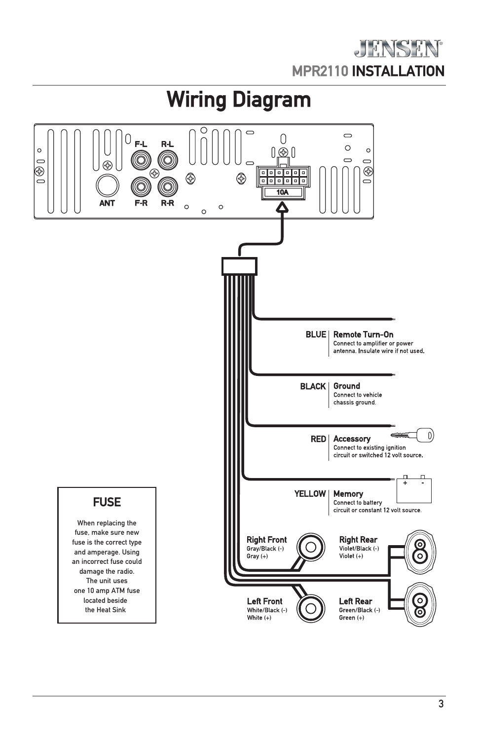# Wiring Diagram

F-L R-L

ANT F-R R-R

10A

**BLUE** | **Remote Turn-On**
Connect to amplifier or power antenna. Insulate wire if not used.

**BLACK** | **Ground**
Connect to vehicle chassis ground.

**RED** | **Accessory**
Connect to existing ignition circuit or switched 12 volt source.

**YELLOW** | **Memory**
Connect to battery circuit or constant 12 volt source.

**Right Front**
Gray/Black (-)
Gray (+)

**Right Rear**
Violet/Black (-)
Violet (+)

**Left Front**
White/Black (-)
White (+)

**Left Rear**
Green/Black (-)
Green (+)

## FUSE

When replacing the fuse, make sure new fuse is the correct type and amperage. Using an incorrect fuse could damage the radio. The unit uses one 10 amp ATM fuse located beside the Heat Sink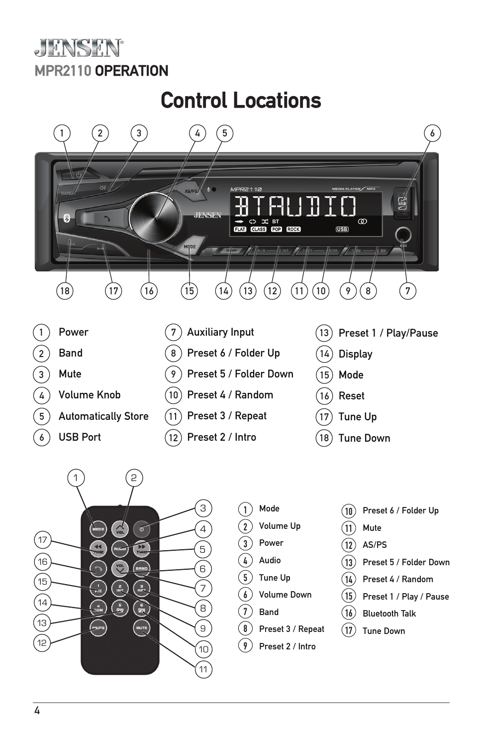# JENSEN

## MPR2110 OPERATION

# Control Locations

1. Power
2. Band
3. Mute
4. Volume Knob
5. Automatically Store
6. USB Port
7. Auxiliary Input
8. Preset 6 / Folder Up
9. Preset 5 / Folder Down
10. Preset 4 / Random
11. Preset 3 / Repeat
12. Preset 2 / Intro
13. Preset 1 / Play/Pause
14. Display
15. Mode
16. Reset
17. Tune Up
18. Tune Down

1. Mode
2. Volume Up
3. Power
4. Audio
5. Tune Up
6. Volume Down
7. Band
8. Preset 3 / Repeat
9. Preset 2 / Intro
10. Preset 6 / Folder Up
11. Mute
12. AS/PS
13. Preset 5 / Folder Down
14. Preset 4 / Random
15. Preset 1 / Play / Pause
16. Bluetooth Talk
17. Tune Down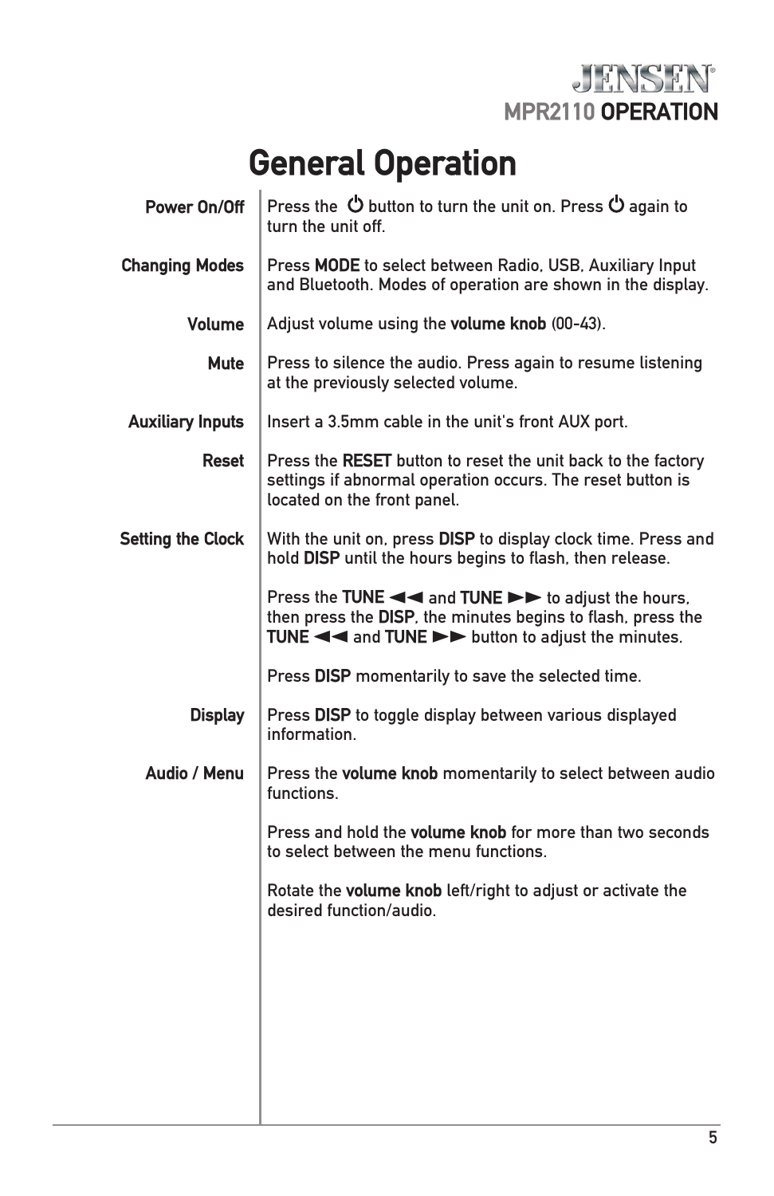# General Operation

**Power On/Off**
Press the ⏻ button to turn the unit on. Press ⏻ again to turn the unit off.

**Changing Modes**
Press **MODE** to select between Radio, USB, Auxiliary Input and Bluetooth. Modes of operation are shown in the display.

**Volume**
Adjust volume using the **volume knob** (00-43).

**Mute**
Press to silence the audio. Press again to resume listening at the previously selected volume.

**Auxiliary Inputs**
Insert a 3.5mm cable in the unit's front AUX port.

**Reset**
Press the **RESET** button to reset the unit back to the factory settings if abnormal operation occurs. The reset button is located on the front panel.

**Setting the Clock**
With the unit on, press **DISP** to display clock time. Press and hold **DISP** until the hours begins to flash, then release.

Press the **TUNE ◄◄** and **TUNE ►►** to adjust the hours, then press the **DISP**, the minutes begins to flash, press the **TUNE ◄◄** and **TUNE ►►** button to adjust the minutes.

Press **DISP** momentarily to save the selected time.

**Display**
Press **DISP** to toggle display between various displayed information.

**Audio / Menu**
Press the **volume knob** momentarily to select between audio functions.

Press and hold the **volume knob** for more than two seconds to select between the menu functions.

Rotate the **volume knob** left/right to adjust or activate the desired function/audio.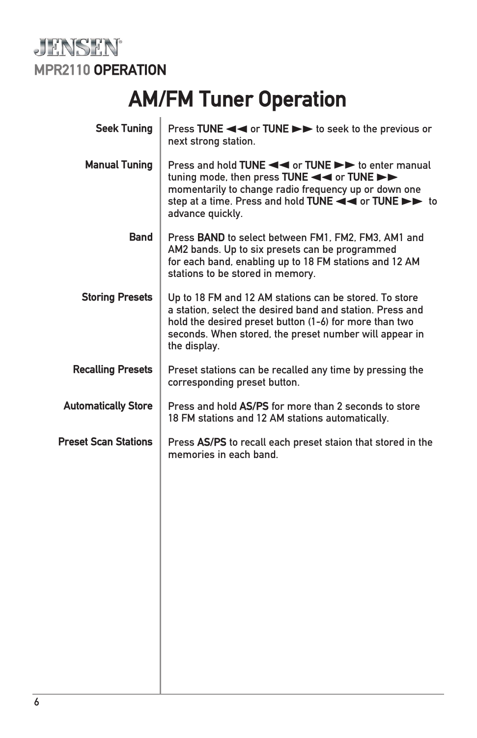**JENSEN**

**MPR2110 OPERATION**

# AM/FM Tuner Operation

**Seek Tuning**

Press **TUNE ◄◄** or **TUNE ►►** to seek to the previous or next strong station.

**Manual Tuning**

Press and hold **TUNE ◄◄** or **TUNE ►►** to enter manual tuning mode, then press **TUNE ◄◄** or **TUNE ►►** momentarily to change radio frequency up or down one step at a time. Press and hold **TUNE ◄◄** or **TUNE ►►** to advance quickly.

**Band**

Press **BAND** to select between FM1, FM2, FM3, AM1 and AM2 bands. Up to six presets can be programmed for each band, enabling up to 18 FM stations and 12 AM stations to be stored in memory.

**Storing Presets**

Up to 18 FM and 12 AM stations can be stored. To store a station, select the desired band and station. Press and hold the desired preset button (1-6) for more than two seconds. When stored, the preset number will appear in the display.

**Recalling Presets**

Preset stations can be recalled any time by pressing the corresponding preset button.

**Automatically Store**

Press and hold **AS/PS** for more than 2 seconds to store 18 FM stations and 12 AM stations automatically.

**Preset Scan Stations**

Press **AS/PS** to recall each preset staion that stored in the memories in each band.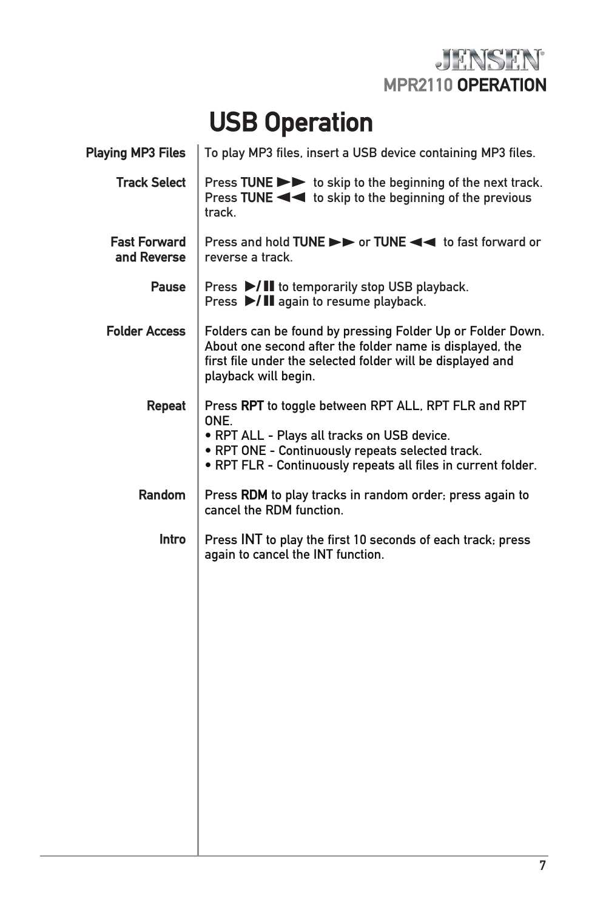# USB Operation

**Playing MP3 Files**

To play MP3 files, insert a USB device containing MP3 files.

**Track Select**

Press **TUNE ►►** to skip to the beginning of the next track. Press **TUNE ◄◄** to skip to the beginning of the previous track.

**Fast Forward and Reverse**

Press and hold **TUNE ►►** or **TUNE ◄◄** to fast forward or reverse a track.

**Pause**

Press **►/❚❚** to temporarily stop USB playback. Press **►/❚❚** again to resume playback.

**Folder Access**

Folders can be found by pressing Folder Up or Folder Down. About one second after the folder name is displayed, the first file under the selected folder will be displayed and playback will begin.

**Repeat**

Press **RPT** to toggle between RPT ALL, RPT FLR and RPT ONE.

- RPT ALL - Plays all tracks on USB device.
- RPT ONE - Continuously repeats selected track.
- RPT FLR - Continuously repeats all files in current folder.

**Random**

Press **RDM** to play tracks in random order; press again to cancel the RDM function.

**Intro**

Press **INT** to play the first 10 seconds of each track; press again to cancel the INT function.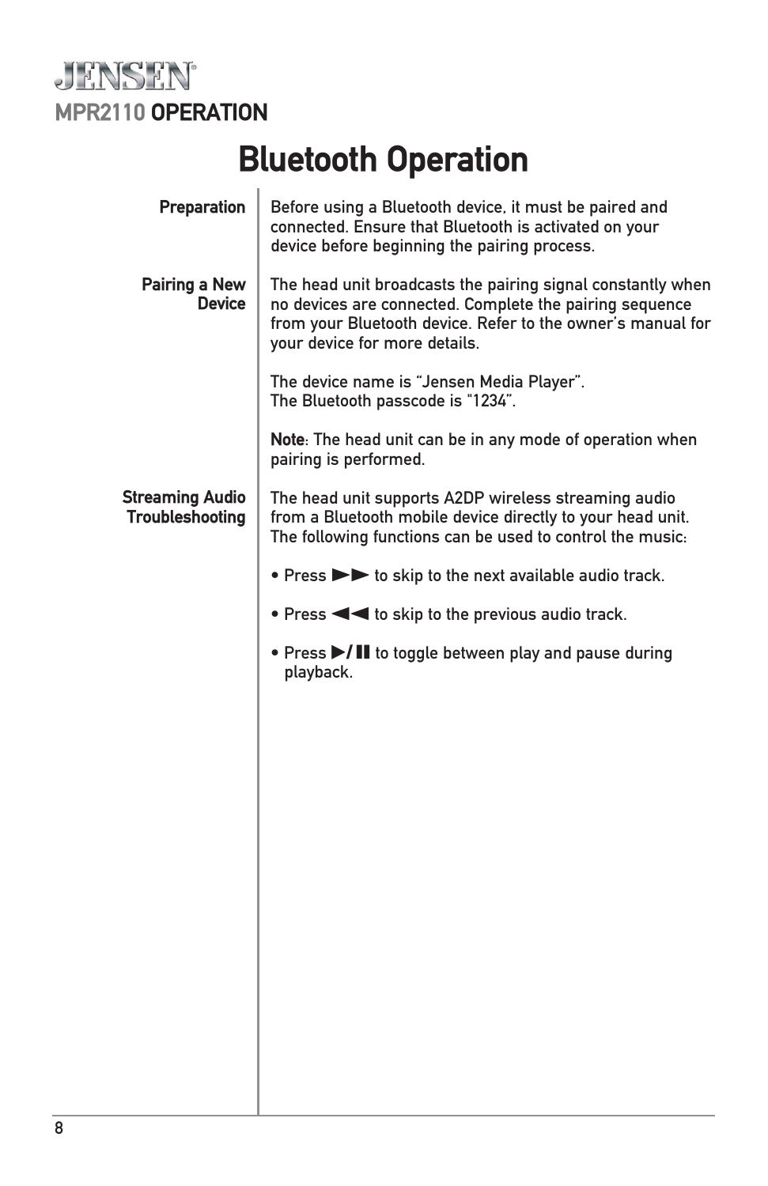# JENSEN®

## MPR2110 OPERATION

# Bluetooth Operation

### Preparation

Before using a Bluetooth device, it must be paired and connected. Ensure that Bluetooth is activated on your device before beginning the pairing process.

### Pairing a New Device

The head unit broadcasts the pairing signal constantly when no devices are connected. Complete the pairing sequence from your Bluetooth device. Refer to the owner's manual for your device for more details.

The device name is "Jensen Media Player".
The Bluetooth passcode is "1234".

**Note**: The head unit can be in any mode of operation when pairing is performed.

### Streaming Audio Troubleshooting

The head unit supports A2DP wireless streaming audio from a Bluetooth mobile device directly to your head unit. The following functions can be used to control the music:

- Press ►► to skip to the next available audio track.
- Press ◄◄ to skip to the previous audio track.
- Press ►/❚❚ to toggle between play and pause during playback.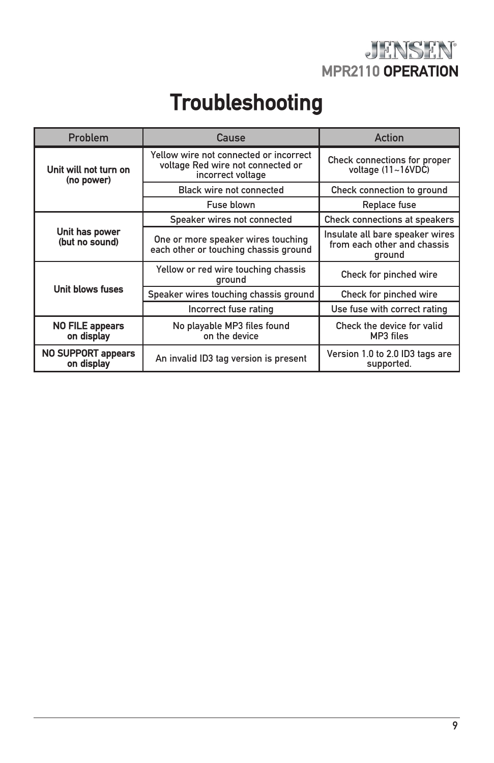# Troubleshooting

| Problem | Cause | Action |
|---|---|---|
| **Unit will not turn on (no power)** | Yellow wire not connected or incorrect voltage Red wire not connected or incorrect voltage | Check connections for proper voltage (11~16VDC) |
| | Black wire not connected | Check connection to ground |
| | Fuse blown | Replace fuse |
| **Unit has power (but no sound)** | Speaker wires not connected | Check connections at speakers |
| | One or more speaker wires touching each other or touching chassis ground | Insulate all bare speaker wires from each other and chassis ground |
| **Unit blows fuses** | Yellow or red wire touching chassis ground | Check for pinched wire |
| | Speaker wires touching chassis ground | Check for pinched wire |
| | Incorrect fuse rating | Use fuse with correct rating |
| **NO FILE appears on display** | No playable MP3 files found on the device | Check the device for valid MP3 files |
| **NO SUPPORT appears on display** | An invalid ID3 tag version is present | Version 1.0 to 2.0 ID3 tags are supported. |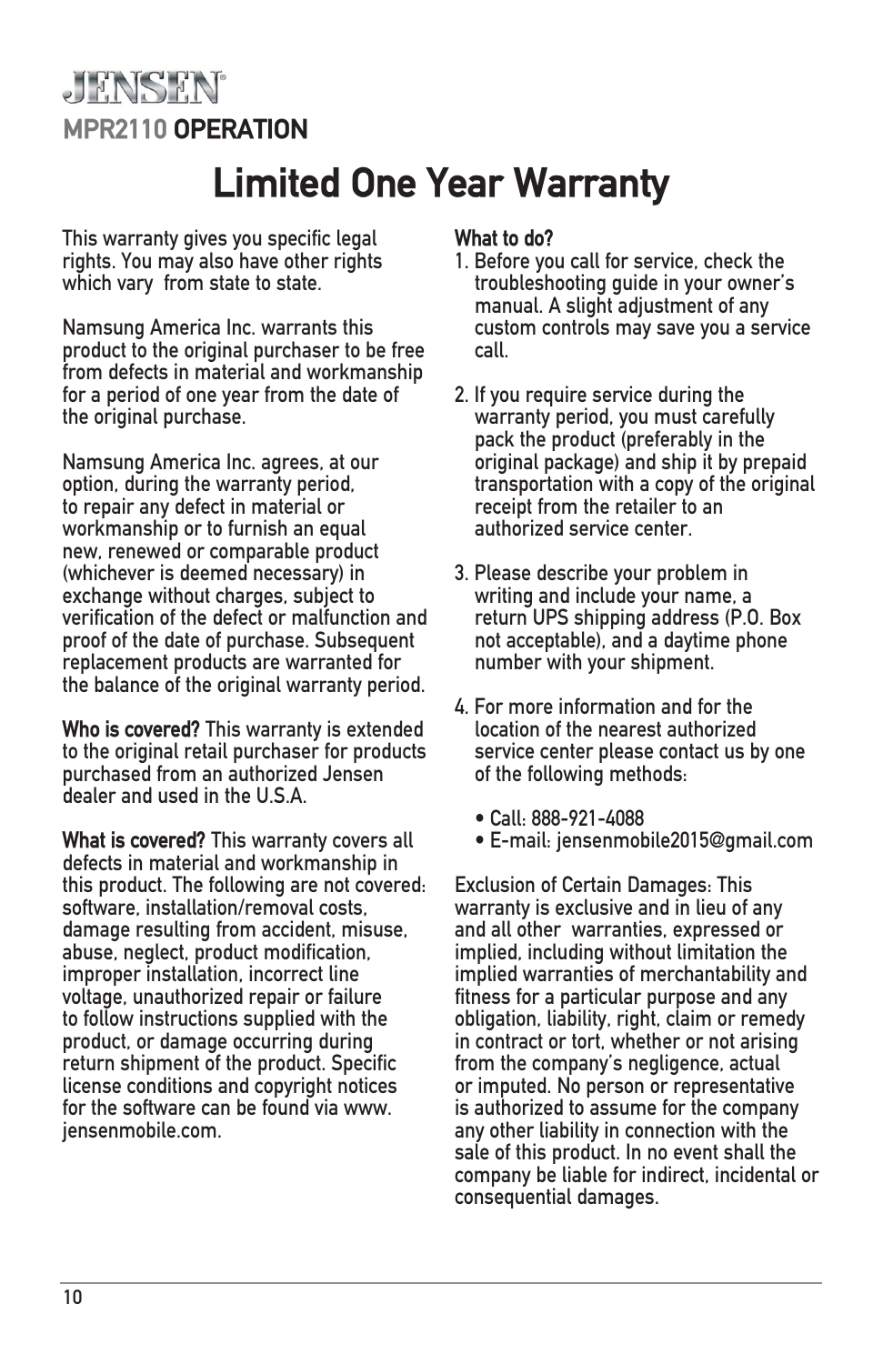JENSEN

MPR2110 OPERATION

# Limited One Year Warranty

This warranty gives you specific legal rights. You may also have other rights which vary from state to state.

Namsung America Inc. warrants this product to the original purchaser to be free from defects in material and workmanship for a period of one year from the date of the original purchase.

Namsung America Inc. agrees, at our option, during the warranty period, to repair any defect in material or workmanship or to furnish an equal new, renewed or comparable product (whichever is deemed necessary) in exchange without charges, subject to verification of the defect or malfunction and proof of the date of purchase. Subsequent replacement products are warranted for the balance of the original warranty period.

**Who is covered?** This warranty is extended to the original retail purchaser for products purchased from an authorized Jensen dealer and used in the U.S.A.

**What is covered?** This warranty covers all defects in material and workmanship in this product. The following are not covered: software, installation/removal costs, damage resulting from accident, misuse, abuse, neglect, product modification, improper installation, incorrect line voltage, unauthorized repair or failure to follow instructions supplied with the product, or damage occurring during return shipment of the product. Specific license conditions and copyright notices for the software can be found via www.jensenmobile.com.

**What to do?**

1. Before you call for service, check the troubleshooting guide in your owner's manual. A slight adjustment of any custom controls may save you a service call.
2. If you require service during the warranty period, you must carefully pack the product (preferably in the original package) and ship it by prepaid transportation with a copy of the original receipt from the retailer to an authorized service center.
3. Please describe your problem in writing and include your name, a return UPS shipping address (P.O. Box not acceptable), and a daytime phone number with your shipment.
4. For more information and for the location of the nearest authorized service center please contact us by one of the following methods:
   - Call: 888-921-4088
   - E-mail: jensenmobile2015@gmail.com

Exclusion of Certain Damages: This warranty is exclusive and in lieu of any and all other warranties, expressed or implied, including without limitation the implied warranties of merchantability and fitness for a particular purpose and any obligation, liability, right, claim or remedy in contract or tort, whether or not arising from the company's negligence, actual or imputed. No person or representative is authorized to assume for the company any other liability in connection with the sale of this product. In no event shall the company be liable for indirect, incidental or consequential damages.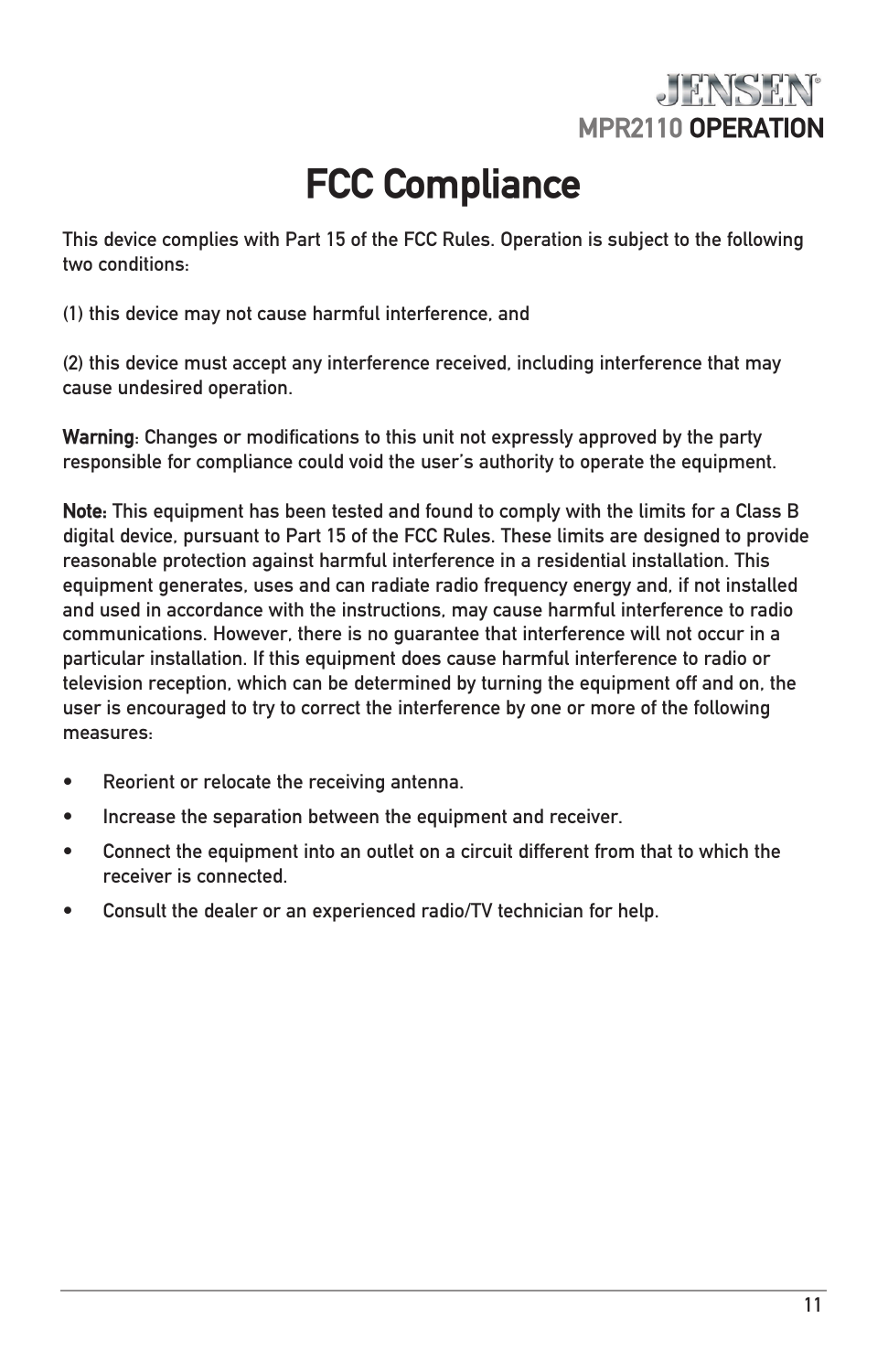# FCC Compliance

This device complies with Part 15 of the FCC Rules. Operation is subject to the following two conditions:

(1) this device may not cause harmful interference, and

(2) this device must accept any interference received, including interference that may cause undesired operation.

**Warning**: Changes or modifications to this unit not expressly approved by the party responsible for compliance could void the user's authority to operate the equipment.

**Note:** This equipment has been tested and found to comply with the limits for a Class B digital device, pursuant to Part 15 of the FCC Rules. These limits are designed to provide reasonable protection against harmful interference in a residential installation. This equipment generates, uses and can radiate radio frequency energy and, if not installed and used in accordance with the instructions, may cause harmful interference to radio communications. However, there is no guarantee that interference will not occur in a particular installation. If this equipment does cause harmful interference to radio or television reception, which can be determined by turning the equipment off and on, the user is encouraged to try to correct the interference by one or more of the following measures:

- Reorient or relocate the receiving antenna.
- Increase the separation between the equipment and receiver.
- Connect the equipment into an outlet on a circuit different from that to which the receiver is connected.
- Consult the dealer or an experienced radio/TV technician for help.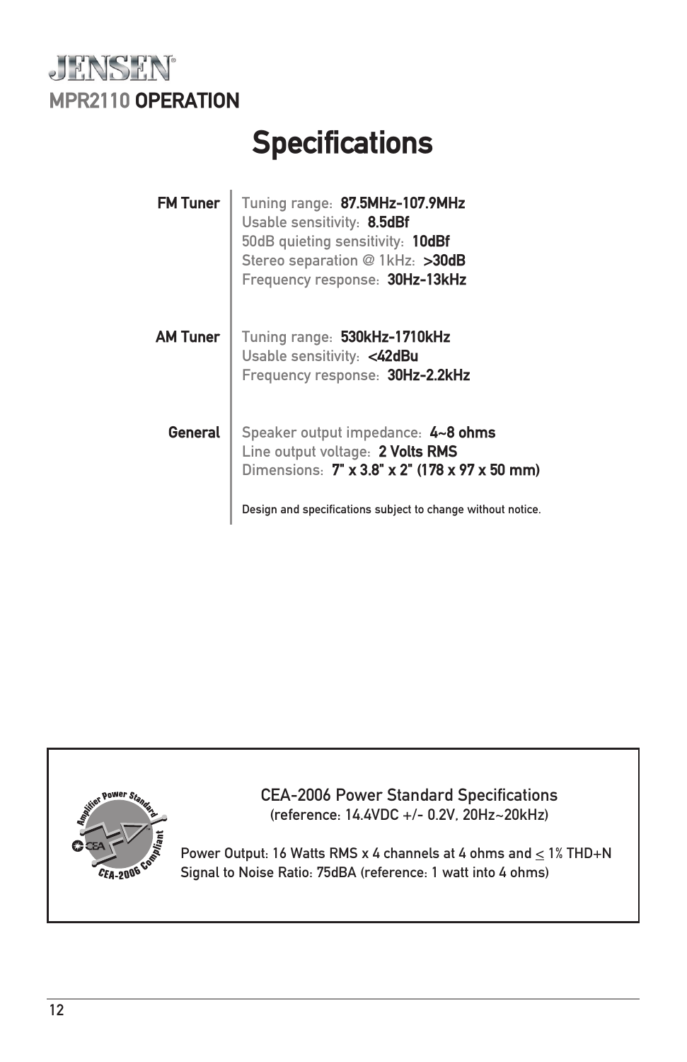JENSEN

MPR2110 OPERATION

# Specifications

**FM Tuner**

Tuning range: **87.5MHz-107.9MHz**
Usable sensitivity: **8.5dBf**
50dB quieting sensitivity: **10dBf**
Stereo separation @ 1kHz: **>30dB**
Frequency response: **30Hz-13kHz**

**AM Tuner**

Tuning range: **530kHz-1710kHz**
Usable sensitivity: **<42dBu**
Frequency response: **30Hz-2.2kHz**

**General**

Speaker output impedance: **4~8 ohms**
Line output voltage: **2 Volts RMS**
Dimensions: **7" x 3.8" x 2" (178 x 97 x 50 mm)**

Design and specifications subject to change without notice.

Amplifier Power Standard CEA CEA-2006 Compliant

### CEA-2006 Power Standard Specifications

(reference: 14.4VDC +/- 0.2V, 20Hz~20kHz)

Power Output: 16 Watts RMS x 4 channels at 4 ohms and $\leq$ 1% THD+N
Signal to Noise Ratio: 75dBA (reference: 1 watt into 4 ohms)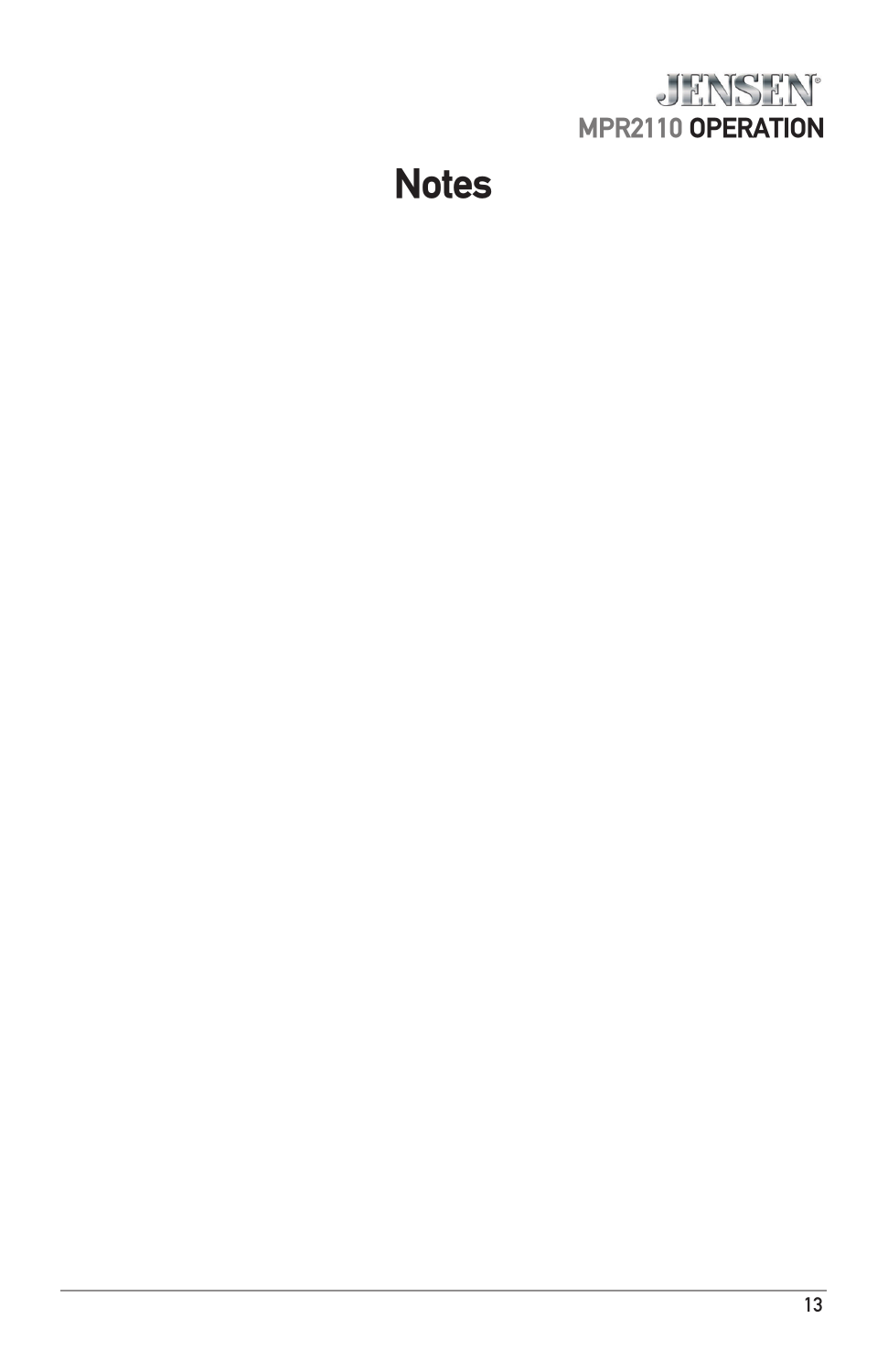# Notes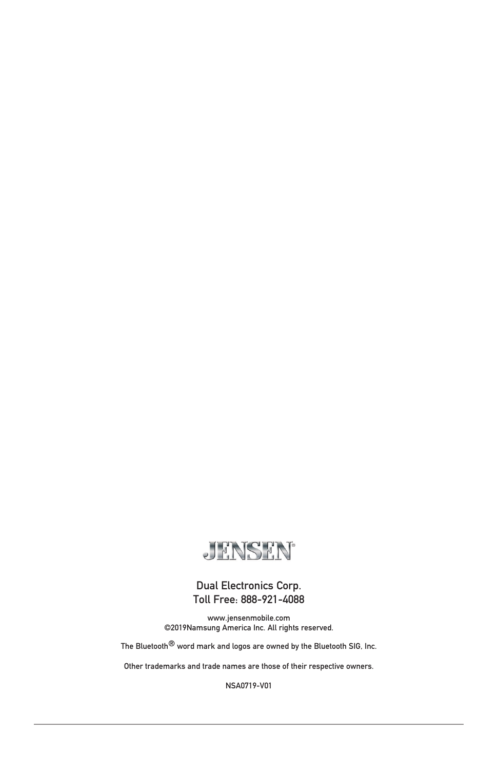JENSEN®

Dual Electronics Corp.
Toll Free: 888-921-4088

www.jensenmobile.com
©2019Namsung America Inc. All rights reserved.

The Bluetooth® word mark and logos are owned by the Bluetooth SIG, Inc.

Other trademarks and trade names are those of their respective owners.

NSA0719-V01